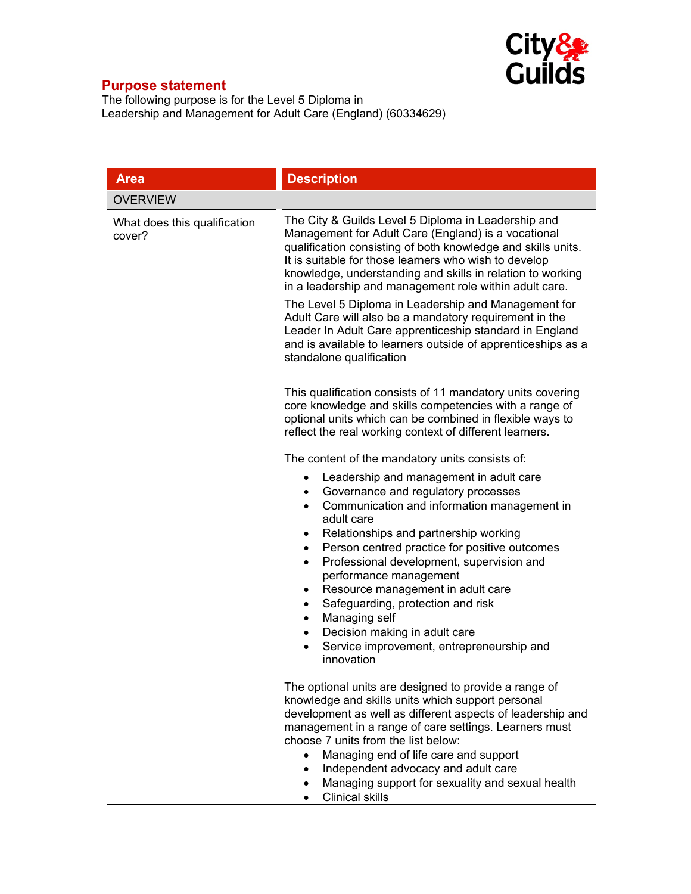## Purpose statement

The following purpose is for the Level 5 Diploma in Leadership and Management for Adult Care (England) (60334629)

| Area | Description |
|---|---|
| OVERVIEW | |
| What does this qualification cover? | The City & Guilds Level 5 Diploma in Leadership and Management for Adult Care (England) is a vocational qualification consisting of both knowledge and skills units. It is suitable for those learners who wish to develop knowledge, understanding and skills in relation to working in a leadership and management role within adult care.<br><br>The Level 5 Diploma in Leadership and Management for Adult Care will also be a mandatory requirement in the Leader In Adult Care apprenticeship standard in England and is available to learners outside of apprenticeships as a standalone qualification<br><br>This qualification consists of 11 mandatory units covering core knowledge and skills competencies with a range of optional units which can be combined in flexible ways to reflect the real working context of different learners.<br><br>The content of the mandatory units consists of:<br>• Leadership and management in adult care<br>• Governance and regulatory processes<br>• Communication and information management in adult care<br>• Relationships and partnership working<br>• Person centred practice for positive outcomes<br>• Professional development, supervision and performance management<br>• Resource management in adult care<br>• Safeguarding, protection and risk<br>• Managing self<br>• Decision making in adult care<br>• Service improvement, entrepreneurship and innovation<br><br>The optional units are designed to provide a range of knowledge and skills units which support personal development as well as different aspects of leadership and management in a range of care settings. Learners must choose 7 units from the list below:<br>• Managing end of life care and support<br>• Independent advocacy and adult care<br>• Managing support for sexuality and sexual health<br>• Clinical skills |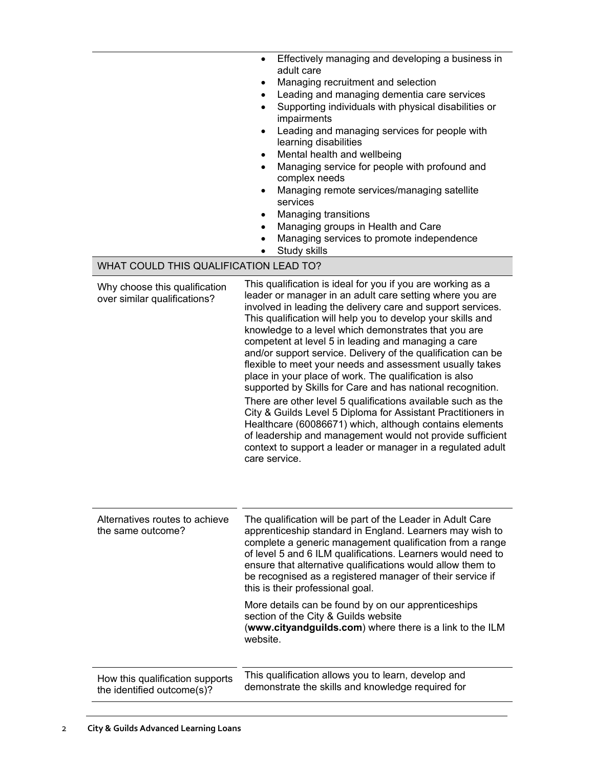| | |
|---|---|
| | <ul><li>Effectively managing and developing a business in adult care</li><li>Managing recruitment and selection</li><li>Leading and managing dementia care services</li><li>Supporting individuals with physical disabilities or impairments</li><li>Leading and managing services for people with learning disabilities</li><li>Mental health and wellbeing</li><li>Managing service for people with profound and complex needs</li><li>Managing remote services/managing satellite services</li><li>Managing transitions</li><li>Managing groups in Health and Care</li><li>Managing services to promote independence</li><li>Study skills</li></ul> |
| **WHAT COULD THIS QUALIFICATION LEAD TO?** | |
| Why choose this qualification over similar qualifications? | This qualification is ideal for you if you are working as a leader or manager in an adult care setting where you are involved in leading the delivery care and support services. This qualification will help you to develop your skills and knowledge to a level which demonstrates that you are competent at level 5 in leading and managing a care and/or support service. Delivery of the qualification can be flexible to meet your needs and assessment usually takes place in your place of work. The qualification is also supported by Skills for Care and has national recognition.<br><br>There are other level 5 qualifications available such as the City & Guilds Level 5 Diploma for Assistant Practitioners in Healthcare (60086671) which, although contains elements of leadership and management would not provide sufficient context to support a leader or manager in a regulated adult care service. |
| Alternatives routes to achieve the same outcome? | The qualification will be part of the Leader in Adult Care apprenticeship standard in England. Learners may wish to complete a generic management qualification from a range of level 5 and 6 ILM qualifications. Learners would need to ensure that alternative qualifications would allow them to be recognised as a registered manager of their service if this is their professional goal.<br><br>More details can be found by on our apprenticeships section of the City & Guilds website (**www.cityandguilds.com**) where there is a link to the ILM website. |
| How this qualification supports the identified outcome(s)? | This qualification allows you to learn, develop and demonstrate the skills and knowledge required for |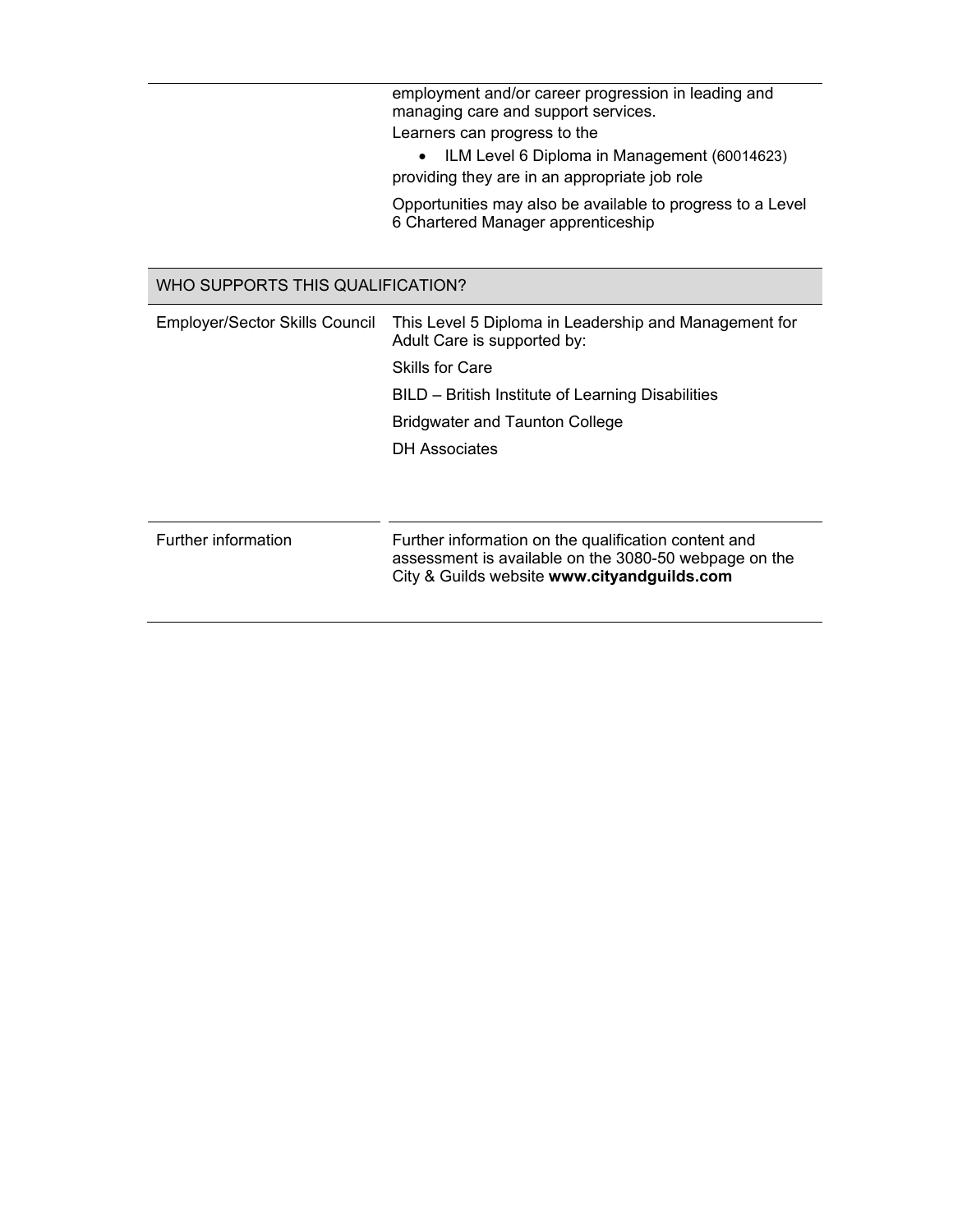| | |
|---|---|
| | employment and/or career progression in leading and managing care and support services.<br>Learners can progress to the<br>• ILM Level 6 Diploma in Management (60014623)<br>providing they are in an appropriate job role<br>Opportunities may also be available to progress to a Level 6 Chartered Manager apprenticeship |

| WHO SUPPORTS THIS QUALIFICATION? | |
|---|---|
| Employer/Sector Skills Council | This Level 5 Diploma in Leadership and Management for Adult Care is supported by:<br>Skills for Care<br>BILD – British Institute of Learning Disabilities<br>Bridgwater and Taunton College<br>DH Associates |
| Further information | Further information on the qualification content and assessment is available on the 3080-50 webpage on the City & Guilds website **www.cityandguilds.com** |